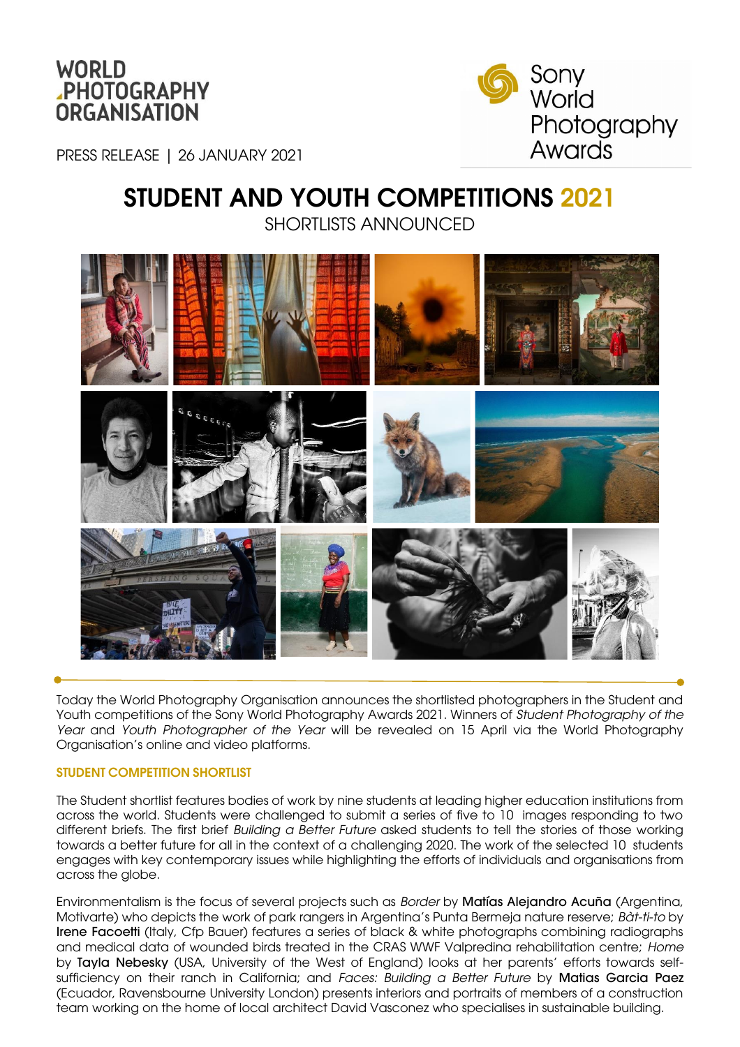WORLD PHOTOGRAPHY ORGANISATION

Sony World Photography Awards

PRESS RELEASE | 26 JANUARY 2021

# STUDENT AND YOUTH COMPETITIONS 2021

## SHORTLISTS ANNOUNCED

Today the World Photography Organisation announces the shortlisted photographers in the Student and Youth competitions of the Sony World Photography Awards 2021. Winners of *Student Photography of the Year* and *Youth Photographer of the Year* will be revealed on 15 April via the World Photography Organisation's online and video platforms.

### STUDENT COMPETITION SHORTLIST

The Student shortlist features bodies of work by nine students at leading higher education institutions from across the world. Students were challenged to submit a series of five to 10 images responding to two different briefs. The first brief *Building a Better Future* asked students to tell the stories of those working towards a better future for all in the context of a challenging 2020. The work of the selected 10 students engages with key contemporary issues while highlighting the efforts of individuals and organisations from across the globe.

Environmentalism is the focus of several projects such as *Border* by **Matías Alejandro Acuña** (Argentina, Motivarte) who depicts the work of park rangers in Argentina's Punta Bermeja nature reserve; *Bàt-ti-to* by **Irene Facoetti** (Italy, Cfp Bauer) features a series of black & white photographs combining radiographs and medical data of wounded birds treated in the CRAS WWF Valpredina rehabilitation centre; *Home* by **Tayla Nebesky** (USA, University of the West of England) looks at her parents' efforts towards self-sufficiency on their ranch in California; and *Faces: Building a Better Future* by **Matias Garcia Paez** (Ecuador, Ravensbourne University London) presents interiors and portraits of members of a construction team working on the home of local architect David Vasconez who specialises in sustainable building.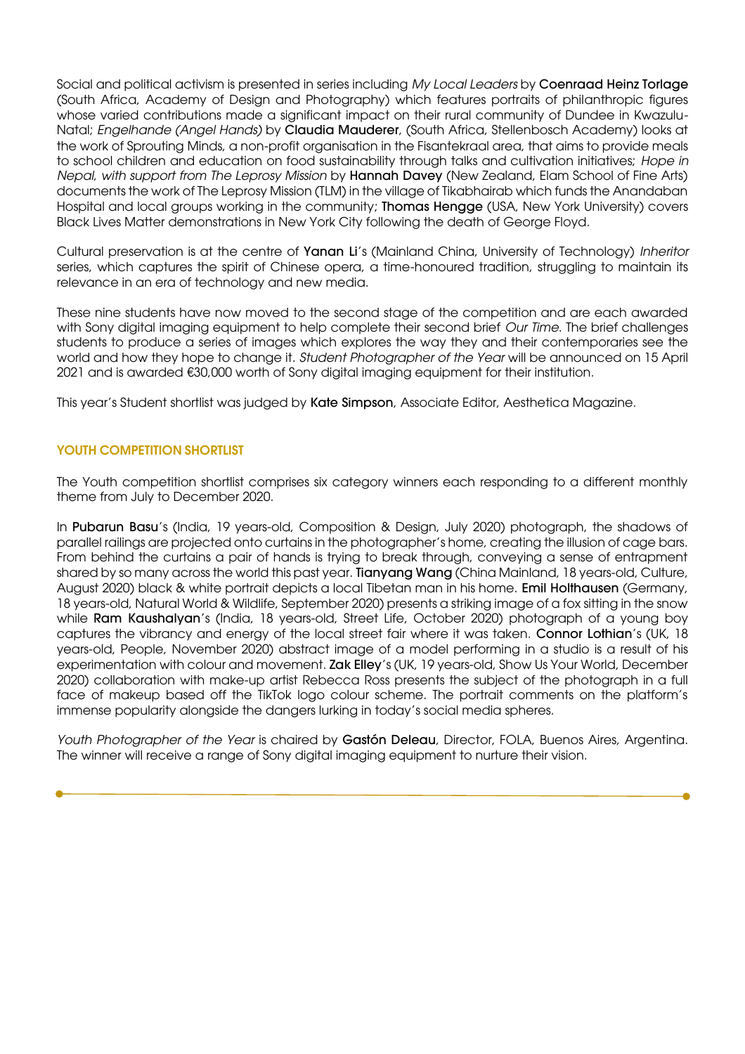Social and political activism is presented in series including *My Local Leaders* by **Coenraad Heinz Torlage** (South Africa, Academy of Design and Photography) which features portraits of philanthropic figures whose varied contributions made a significant impact on their rural community of Dundee in Kwazulu-Natal; *Engelhande (Angel Hands)* by **Claudia Mauderer**, (South Africa, Stellenbosch Academy) looks at the work of Sprouting Minds, a non-profit organisation in the Fisantekraal area, that aims to provide meals to school children and education on food sustainability through talks and cultivation initiatives; *Hope in Nepal, with support from The Leprosy Mission* by **Hannah Davey** (New Zealand, Elam School of Fine Arts) documents the work of The Leprosy Mission (TLM) in the village of Tikabhairab which funds the Anandaban Hospital and local groups working in the community; **Thomas Hengge** (USA, New York University) covers Black Lives Matter demonstrations in New York City following the death of George Floyd.

Cultural preservation is at the centre of **Yanan Li**'s (Mainland China, University of Technology) *Inheritor* series, which captures the spirit of Chinese opera, a time-honoured tradition, struggling to maintain its relevance in an era of technology and new media.

These nine students have now moved to the second stage of the competition and are each awarded with Sony digital imaging equipment to help complete their second brief *Our Time*. The brief challenges students to produce a series of images which explores the way they and their contemporaries see the world and how they hope to change it. *Student Photographer of the Year* will be announced on 15 April 2021 and is awarded €30,000 worth of Sony digital imaging equipment for their institution.

This year's Student shortlist was judged by **Kate Simpson**, Associate Editor, Aesthetica Magazine.

## YOUTH COMPETITION SHORTLIST

The Youth competition shortlist comprises six category winners each responding to a different monthly theme from July to December 2020.

In **Pubarun Basu**'s (India, 19 years-old, Composition & Design, July 2020) photograph, the shadows of parallel railings are projected onto curtains in the photographer's home, creating the illusion of cage bars. From behind the curtains a pair of hands is trying to break through, conveying a sense of entrapment shared by so many across the world this past year. **Tianyang Wang** (China Mainland, 18 years-old, Culture, August 2020) black & white portrait depicts a local Tibetan man in his home. **Emil Holthausen** (Germany, 18 years-old, Natural World & Wildlife, September 2020) presents a striking image of a fox sitting in the snow while **Ram Kaushalyan**'s (India, 18 years-old, Street Life, October 2020) photograph of a young boy captures the vibrancy and energy of the local street fair where it was taken. **Connor Lothian**'s (UK, 18 years-old, People, November 2020) abstract image of a model performing in a studio is a result of his experimentation with colour and movement. **Zak Elley**'s (UK, 19 years-old, Show Us Your World, December 2020) collaboration with make-up artist Rebecca Ross presents the subject of the photograph in a full face of makeup based off the TikTok logo colour scheme. The portrait comments on the platform's immense popularity alongside the dangers lurking in today's social media spheres.

*Youth Photographer of the Year* is chaired by **Gastón Deleau**, Director, FOLA, Buenos Aires, Argentina. The winner will receive a range of Sony digital imaging equipment to nurture their vision.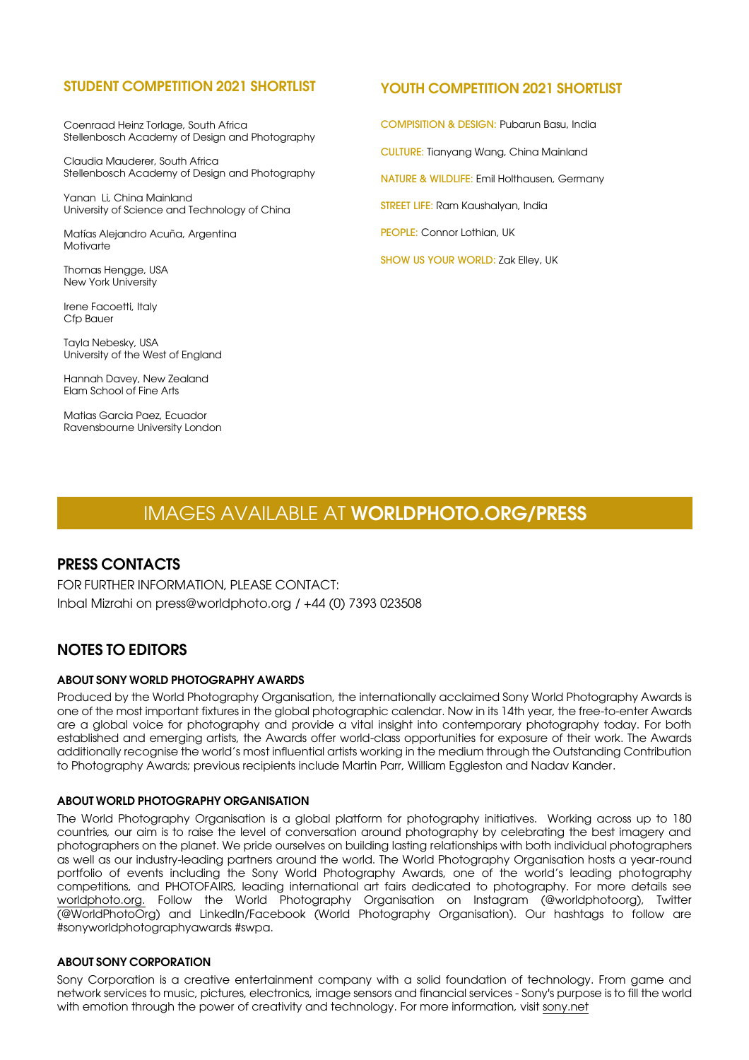## STUDENT COMPETITION 2021 SHORTLIST

Coenraad Heinz Torlage, South Africa
Stellenbosch Academy of Design and Photography

Claudia Mauderer, South Africa
Stellenbosch Academy of Design and Photography

Yanan Li, China Mainland
University of Science and Technology of China

Matías Alejandro Acuña, Argentina
Motivarte

Thomas Hengge, USA
New York University

Irene Facoetti, Italy
Cfp Bauer

Tayla Nebesky, USA
University of the West of England

Hannah Davey, New Zealand
Elam School of Fine Arts

Matias Garcia Paez, Ecuador
Ravensbourne University London

## YOUTH COMPETITION 2021 SHORTLIST

COMPISITION & DESIGN: Pubarun Basu, India

CULTURE: Tianyang Wang, China Mainland

NATURE & WILDLIFE: Emil Holthausen, Germany

STREET LIFE: Ram Kaushalyan, India

PEOPLE: Connor Lothian, UK

SHOW US YOUR WORLD: Zak Elley, UK

## IMAGES AVAILABLE AT **WORLDPHOTO.ORG/PRESS**

## PRESS CONTACTS

FOR FURTHER INFORMATION, PLEASE CONTACT:
Inbal Mizrahi on press@worldphoto.org / +44 (0) 7393 023508

## NOTES TO EDITORS

### ABOUT SONY WORLD PHOTOGRAPHY AWARDS

Produced by the World Photography Organisation, the internationally acclaimed Sony World Photography Awards is one of the most important fixtures in the global photographic calendar. Now in its 14th year, the free-to-enter Awards are a global voice for photography and provide a vital insight into contemporary photography today. For both established and emerging artists, the Awards offer world-class opportunities for exposure of their work. The Awards additionally recognise the world's most influential artists working in the medium through the Outstanding Contribution to Photography Awards; previous recipients include Martin Parr, William Eggleston and Nadav Kander.

### ABOUT WORLD PHOTOGRAPHY ORGANISATION

The World Photography Organisation is a global platform for photography initiatives. Working across up to 180 countries, our aim is to raise the level of conversation around photography by celebrating the best imagery and photographers on the planet. We pride ourselves on building lasting relationships with both individual photographers as well as our industry-leading partners around the world. The World Photography Organisation hosts a year-round portfolio of events including the Sony World Photography Awards, one of the world's leading photography competitions, and PHOTOFAIRS, leading international art fairs dedicated to photography. For more details see worldphoto.org. Follow the World Photography Organisation on Instagram (@worldphotoorg), Twitter (@WorldPhotoOrg) and LinkedIn/Facebook (World Photography Organisation). Our hashtags to follow are #sonyworldphotographyawards #swpa.

### ABOUT SONY CORPORATION

Sony Corporation is a creative entertainment company with a solid foundation of technology. From game and network services to music, pictures, electronics, image sensors and financial services - Sony's purpose is to fill the world with emotion through the power of creativity and technology. For more information, visit sony.net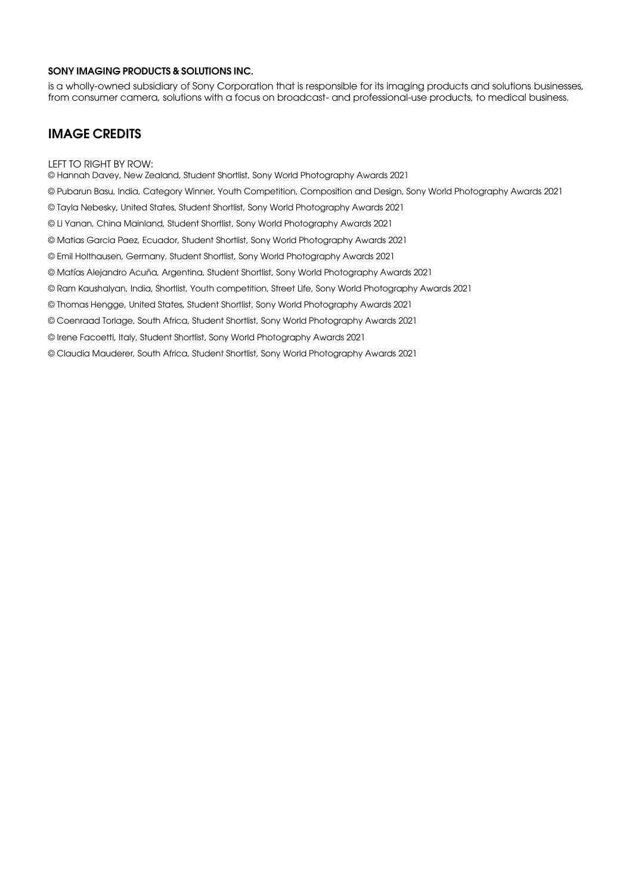**SONY IMAGING PRODUCTS & SOLUTIONS INC.**

is a wholly-owned subsidiary of Sony Corporation that is responsible for its imaging products and solutions businesses, from consumer camera, solutions with a focus on broadcast- and professional-use products, to medical business.

## IMAGE CREDITS

LEFT TO RIGHT BY ROW:

© Hannah Davey, New Zealand, Student Shortlist, Sony World Photography Awards 2021

© Pubarun Basu, India, Category Winner, Youth Competition, Composition and Design, Sony World Photography Awards 2021

© Tayla Nebesky, United States, Student Shortlist, Sony World Photography Awards 2021

© Li Yanan, China Mainland, Student Shortlist, Sony World Photography Awards 2021

© Matias Garcia Paez, Ecuador, Student Shortlist, Sony World Photography Awards 2021

© Emil Holthausen, Germany, Student Shortlist, Sony World Photography Awards 2021

© Matías Alejandro Acuña, Argentina, Student Shortlist, Sony World Photography Awards 2021

© Ram Kaushalyan, India, Shortlist, Youth competition, Street Life, Sony World Photography Awards 2021

© Thomas Hengge, United States, Student Shortlist, Sony World Photography Awards 2021

© Coenraad Torlage, South Africa, Student Shortlist, Sony World Photography Awards 2021

© Irene Facoetti, Italy, Student Shortlist, Sony World Photography Awards 2021

© Claudia Mauderer, South Africa, Student Shortlist, Sony World Photography Awards 2021